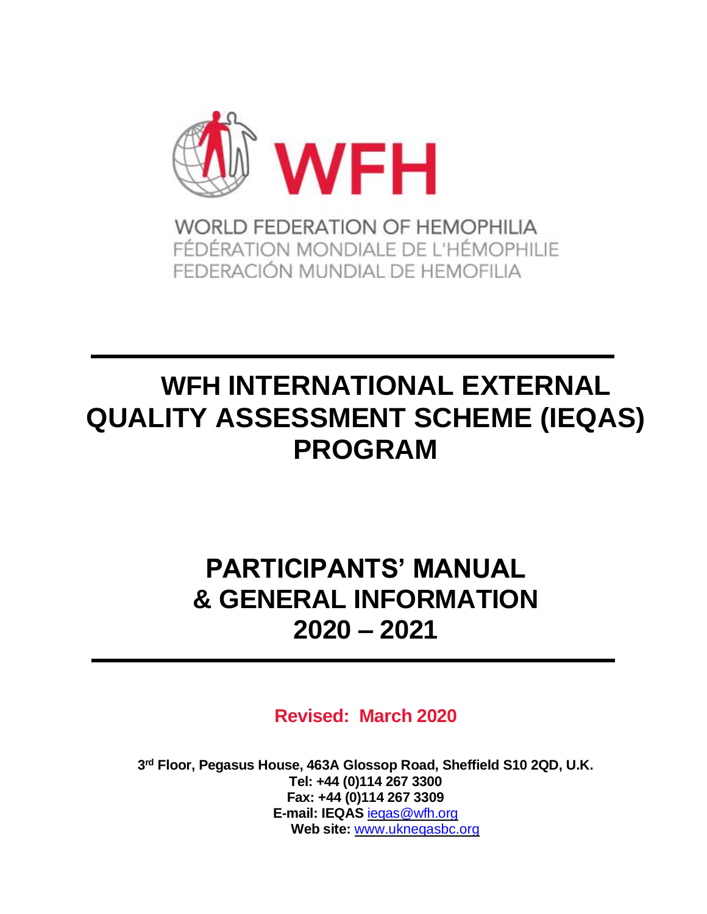WFH

WORLD FEDERATION OF HEMOPHILIA
FÉDÉRATION MONDIALE DE L'HÉMOPHILIE
FEDERACIÓN MUNDIAL DE HEMOFILIA

# WFH INTERNATIONAL EXTERNAL QUALITY ASSESSMENT SCHEME (IEQAS) PROGRAM

# PARTICIPANTS' MANUAL & GENERAL INFORMATION 2020 – 2021

**Revised: March 2020**

**3rd Floor, Pegasus House, 463A Glossop Road, Sheffield S10 2QD, U.K.**
**Tel: +44 (0)114 267 3300**
**Fax: +44 (0)114 267 3309**
**E-mail: IEQAS** ieqas@wfh.org
**Web site:** www.ukneqasbc.org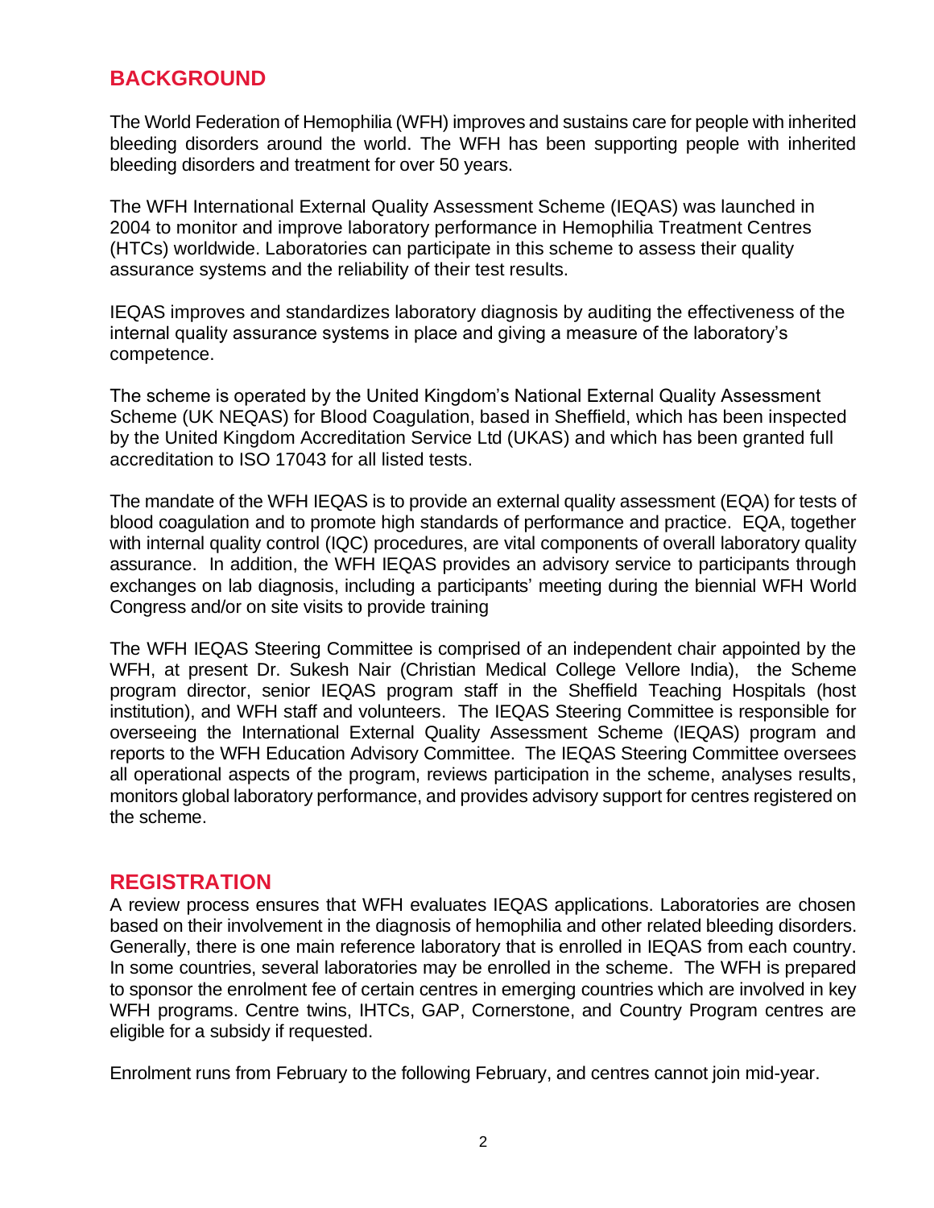## BACKGROUND

The World Federation of Hemophilia (WFH) improves and sustains care for people with inherited bleeding disorders around the world. The WFH has been supporting people with inherited bleeding disorders and treatment for over 50 years.

The WFH International External Quality Assessment Scheme (IEQAS) was launched in 2004 to monitor and improve laboratory performance in Hemophilia Treatment Centres (HTCs) worldwide. Laboratories can participate in this scheme to assess their quality assurance systems and the reliability of their test results.

IEQAS improves and standardizes laboratory diagnosis by auditing the effectiveness of the internal quality assurance systems in place and giving a measure of the laboratory's competence.

The scheme is operated by the United Kingdom's National External Quality Assessment Scheme (UK NEQAS) for Blood Coagulation, based in Sheffield, which has been inspected by the United Kingdom Accreditation Service Ltd (UKAS) and which has been granted full accreditation to ISO 17043 for all listed tests.

The mandate of the WFH IEQAS is to provide an external quality assessment (EQA) for tests of blood coagulation and to promote high standards of performance and practice. EQA, together with internal quality control (IQC) procedures, are vital components of overall laboratory quality assurance. In addition, the WFH IEQAS provides an advisory service to participants through exchanges on lab diagnosis, including a participants' meeting during the biennial WFH World Congress and/or on site visits to provide training

The WFH IEQAS Steering Committee is comprised of an independent chair appointed by the WFH, at present Dr. Sukesh Nair (Christian Medical College Vellore India), the Scheme program director, senior IEQAS program staff in the Sheffield Teaching Hospitals (host institution), and WFH staff and volunteers. The IEQAS Steering Committee is responsible for overseeing the International External Quality Assessment Scheme (IEQAS) program and reports to the WFH Education Advisory Committee. The IEQAS Steering Committee oversees all operational aspects of the program, reviews participation in the scheme, analyses results, monitors global laboratory performance, and provides advisory support for centres registered on the scheme.

## REGISTRATION

A review process ensures that WFH evaluates IEQAS applications. Laboratories are chosen based on their involvement in the diagnosis of hemophilia and other related bleeding disorders. Generally, there is one main reference laboratory that is enrolled in IEQAS from each country. In some countries, several laboratories may be enrolled in the scheme. The WFH is prepared to sponsor the enrolment fee of certain centres in emerging countries which are involved in key WFH programs. Centre twins, IHTCs, GAP, Cornerstone, and Country Program centres are eligible for a subsidy if requested.

Enrolment runs from February to the following February, and centres cannot join mid-year.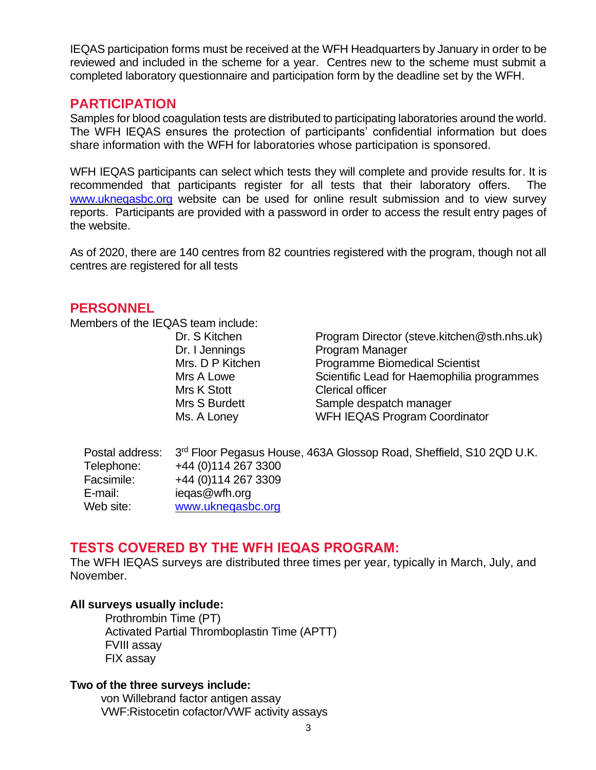IEQAS participation forms must be received at the WFH Headquarters by January in order to be reviewed and included in the scheme for a year. Centres new to the scheme must submit a completed laboratory questionnaire and participation form by the deadline set by the WFH.

## PARTICIPATION

Samples for blood coagulation tests are distributed to participating laboratories around the world. The WFH IEQAS ensures the protection of participants' confidential information but does share information with the WFH for laboratories whose participation is sponsored.

WFH IEQAS participants can select which tests they will complete and provide results for. It is recommended that participants register for all tests that their laboratory offers. The [www.ukneqasbc.org](http://www.ukneqasbc.org) website can be used for online result submission and to view survey reports. Participants are provided with a password in order to access the result entry pages of the website.

As of 2020, there are 140 centres from 82 countries registered with the program, though not all centres are registered for all tests

## PERSONNEL

Members of the IEQAS team include:

| | |
|---|---|
| Dr. S Kitchen | Program Director (steve.kitchen@sth.nhs.uk) |
| Dr. I Jennings | Program Manager |
| Mrs. D P Kitchen | Programme Biomedical Scientist |
| Mrs A Lowe | Scientific Lead for Haemophilia programmes |
| Mrs K Stott | Clerical officer |
| Mrs S Burdett | Sample despatch manager |
| Ms. A Loney | WFH IEQAS Program Coordinator |

| | |
|---|---|
| Postal address: | 3rd Floor Pegasus House, 463A Glossop Road, Sheffield, S10 2QD U.K. |
| Telephone: | +44 (0)114 267 3300 |
| Facsimile: | +44 (0)114 267 3309 |
| E-mail: | ieqas@wfh.org |
| Web site: | [www.ukneqasbc.org](http://www.ukneqasbc.org) |

## TESTS COVERED BY THE WFH IEQAS PROGRAM:

The WFH IEQAS surveys are distributed three times per year, typically in March, July, and November.

**All surveys usually include:**

- Prothrombin Time (PT)
- Activated Partial Thromboplastin Time (APTT)
- FVIII assay
- FIX assay

**Two of the three surveys include:**

- von Willebrand factor antigen assay
- VWF:Ristocetin cofactor/VWF activity assays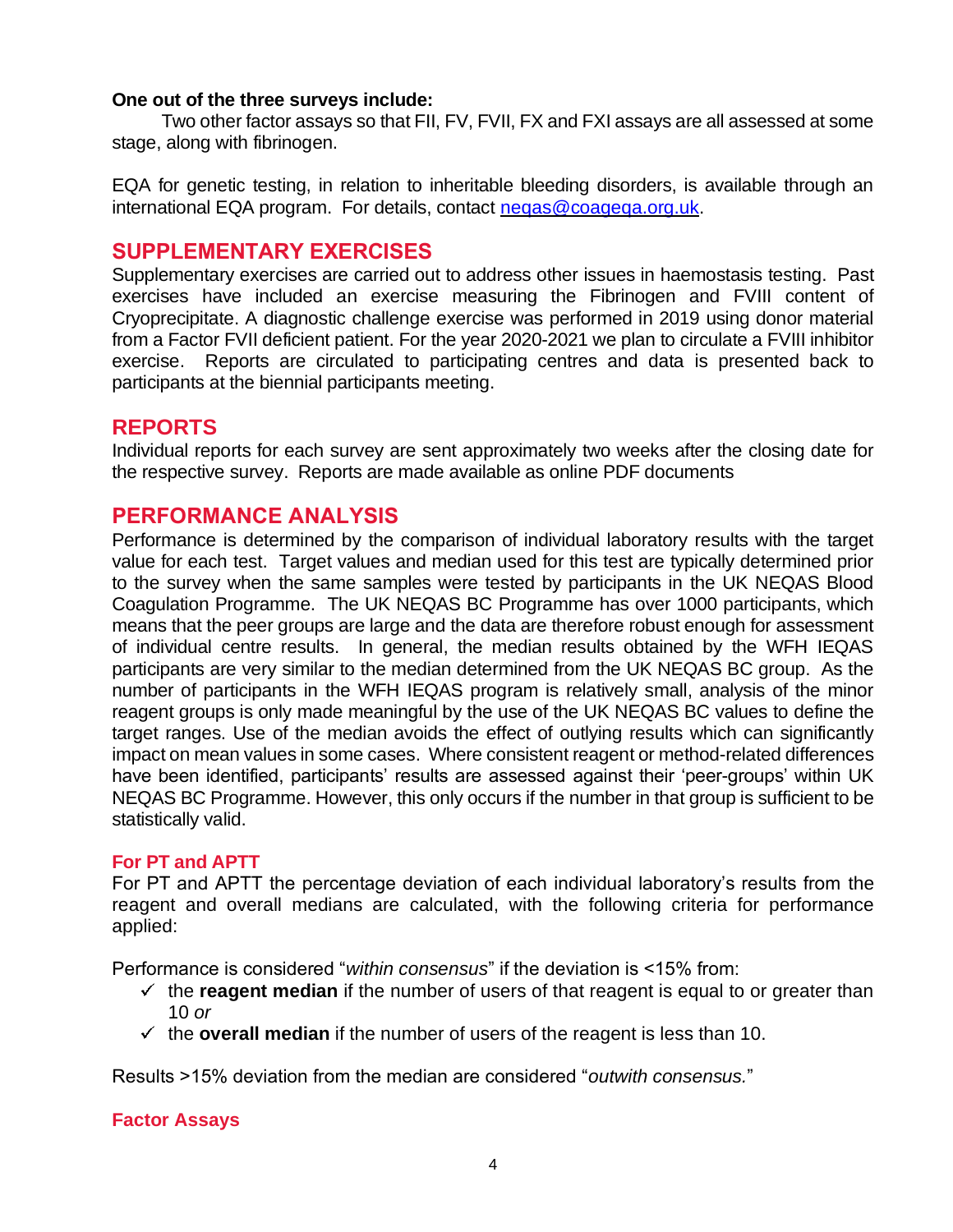**One out of the three surveys include:**

Two other factor assays so that FII, FV, FVII, FX and FXI assays are all assessed at some stage, along with fibrinogen.

EQA for genetic testing, in relation to inheritable bleeding disorders, is available through an international EQA program. For details, contact [neqas@coageqa.org.uk](mailto:neqas@coageqa.org.uk).

## SUPPLEMENTARY EXERCISES

Supplementary exercises are carried out to address other issues in haemostasis testing. Past exercises have included an exercise measuring the Fibrinogen and FVIII content of Cryoprecipitate. A diagnostic challenge exercise was performed in 2019 using donor material from a Factor FVII deficient patient. For the year 2020-2021 we plan to circulate a FVIII inhibitor exercise. Reports are circulated to participating centres and data is presented back to participants at the biennial participants meeting.

## REPORTS

Individual reports for each survey are sent approximately two weeks after the closing date for the respective survey. Reports are made available as online PDF documents

## PERFORMANCE ANALYSIS

Performance is determined by the comparison of individual laboratory results with the target value for each test. Target values and median used for this test are typically determined prior to the survey when the same samples were tested by participants in the UK NEQAS Blood Coagulation Programme. The UK NEQAS BC Programme has over 1000 participants, which means that the peer groups are large and the data are therefore robust enough for assessment of individual centre results. In general, the median results obtained by the WFH IEQAS participants are very similar to the median determined from the UK NEQAS BC group. As the number of participants in the WFH IEQAS program is relatively small, analysis of the minor reagent groups is only made meaningful by the use of the UK NEQAS BC values to define the target ranges. Use of the median avoids the effect of outlying results which can significantly impact on mean values in some cases. Where consistent reagent or method-related differences have been identified, participants' results are assessed against their 'peer-groups' within UK NEQAS BC Programme. However, this only occurs if the number in that group is sufficient to be statistically valid.

### For PT and APTT

For PT and APTT the percentage deviation of each individual laboratory's results from the reagent and overall medians are calculated, with the following criteria for performance applied:

Performance is considered "*within consensus*" if the deviation is <15% from:

- ✓ the **reagent median** if the number of users of that reagent is equal to or greater than 10 *or*
- ✓ the **overall median** if the number of users of the reagent is less than 10.

Results >15% deviation from the median are considered "*outwith consensus.*"

### Factor Assays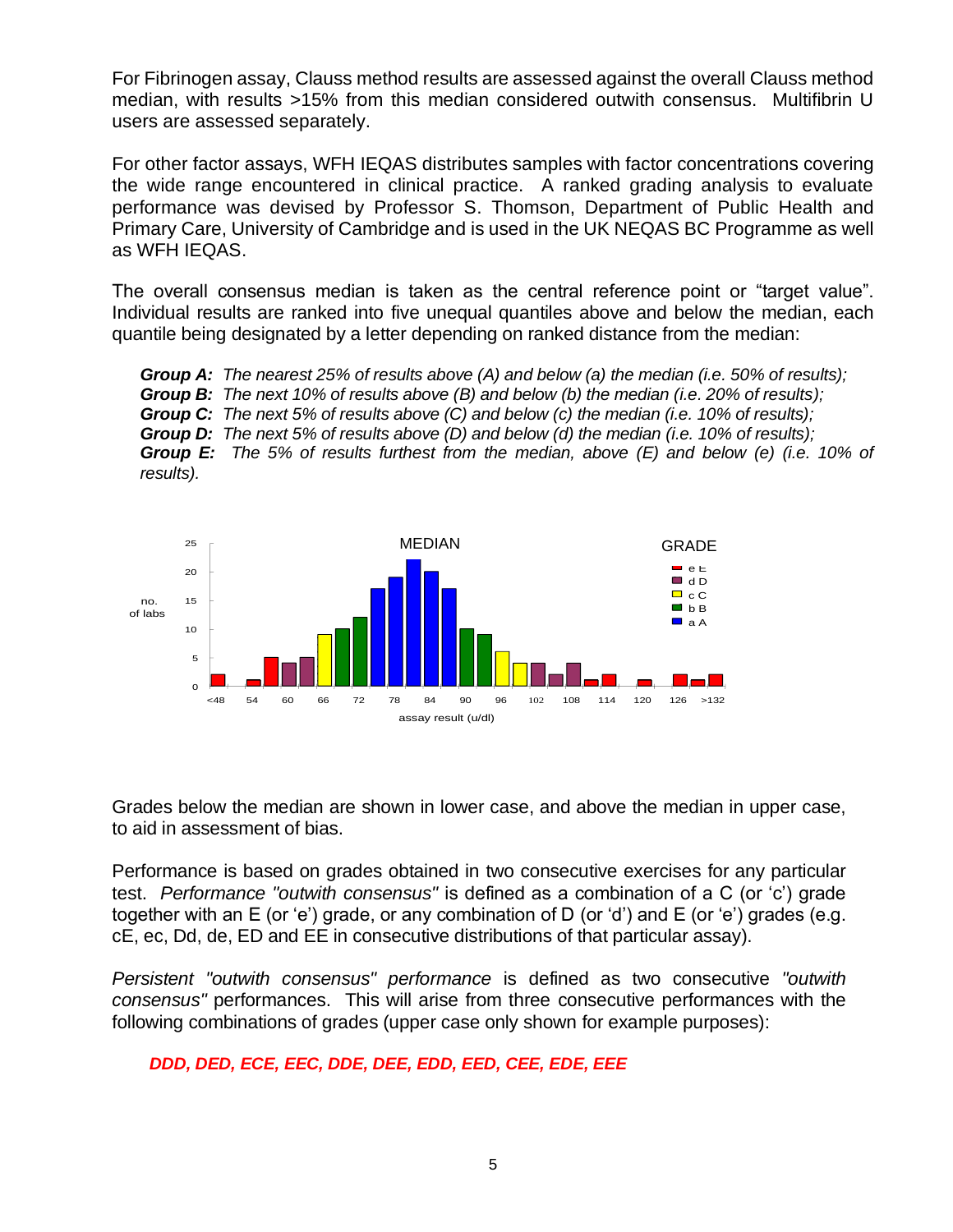For Fibrinogen assay, Clauss method results are assessed against the overall Clauss method median, with results >15% from this median considered outwith consensus. Multifibrin U users are assessed separately.

For other factor assays, WFH IEQAS distributes samples with factor concentrations covering the wide range encountered in clinical practice. A ranked grading analysis to evaluate performance was devised by Professor S. Thomson, Department of Public Health and Primary Care, University of Cambridge and is used in the UK NEQAS BC Programme as well as WFH IEQAS.

The overall consensus median is taken as the central reference point or "target value". Individual results are ranked into five unequal quantiles above and below the median, each quantile being designated by a letter depending on ranked distance from the median:

> ***Group A:*** *The nearest 25% of results above (A) and below (a) the median (i.e. 50% of results);*
> ***Group B:*** *The next 10% of results above (B) and below (b) the median (i.e. 20% of results);*
> ***Group C:*** *The next 5% of results above (C) and below (c) the median (i.e. 10% of results);*
> ***Group D:*** *The next 5% of results above (D) and below (d) the median (i.e. 10% of results);*
> ***Group E:*** *The 5% of results furthest from the median, above (E) and below (e) (i.e. 10% of results).*

Grades below the median are shown in lower case, and above the median in upper case, to aid in assessment of bias.

Performance is based on grades obtained in two consecutive exercises for any particular test. *Performance "outwith consensus"* is defined as a combination of a C (or 'c') grade together with an E (or 'e') grade, or any combination of D (or 'd') and E (or 'e') grades (e.g. cE, ec, Dd, de, ED and EE in consecutive distributions of that particular assay).

*Persistent "outwith consensus" performance* is defined as two consecutive *"outwith consensus"* performances. This will arise from three consecutive performances with the following combinations of grades (upper case only shown for example purposes):

***DDD, DED, ECE, EEC, DDE, DEE, EDD, EED, CEE, EDE, EEE***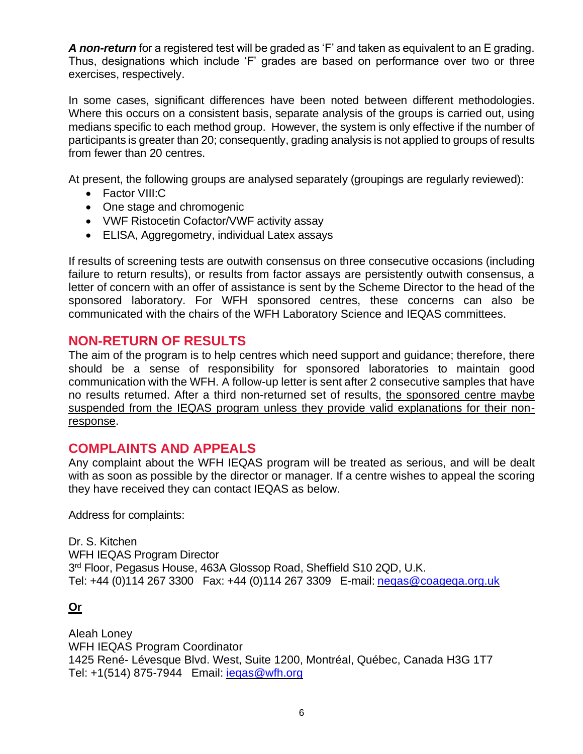***A non-return*** for a registered test will be graded as 'F' and taken as equivalent to an E grading. Thus, designations which include 'F' grades are based on performance over two or three exercises, respectively.

In some cases, significant differences have been noted between different methodologies. Where this occurs on a consistent basis, separate analysis of the groups is carried out, using medians specific to each method group. However, the system is only effective if the number of participants is greater than 20; consequently, grading analysis is not applied to groups of results from fewer than 20 centres.

At present, the following groups are analysed separately (groupings are regularly reviewed):

- Factor VIII:C
- One stage and chromogenic
- VWF Ristocetin Cofactor/VWF activity assay
- ELISA, Aggregometry, individual Latex assays

If results of screening tests are outwith consensus on three consecutive occasions (including failure to return results), or results from factor assays are persistently outwith consensus, a letter of concern with an offer of assistance is sent by the Scheme Director to the head of the sponsored laboratory. For WFH sponsored centres, these concerns can also be communicated with the chairs of the WFH Laboratory Science and IEQAS committees.

## NON-RETURN OF RESULTS

The aim of the program is to help centres which need support and guidance; therefore, there should be a sense of responsibility for sponsored laboratories to maintain good communication with the WFH. A follow-up letter is sent after 2 consecutive samples that have no results returned. After a third non-returned set of results, <u>the sponsored centre maybe suspended from the IEQAS program unless they provide valid explanations for their non-response</u>.

## COMPLAINTS AND APPEALS

Any complaint about the WFH IEQAS program will be treated as serious, and will be dealt with as soon as possible by the director or manager. If a centre wishes to appeal the scoring they have received they can contact IEQAS as below.

Address for complaints:

Dr. S. Kitchen
WFH IEQAS Program Director
3rd Floor, Pegasus House, 463A Glossop Road, Sheffield S10 2QD, U.K.
Tel: +44 (0)114 267 3300   Fax: +44 (0)114 267 3309   E-mail: neqas@coageqa.org.uk

**<u>Or</u>**

Aleah Loney
WFH IEQAS Program Coordinator
1425 René- Lévesque Blvd. West, Suite 1200, Montréal, Québec, Canada H3G 1T7
Tel: +1(514) 875-7944   Email: ieqas@wfh.org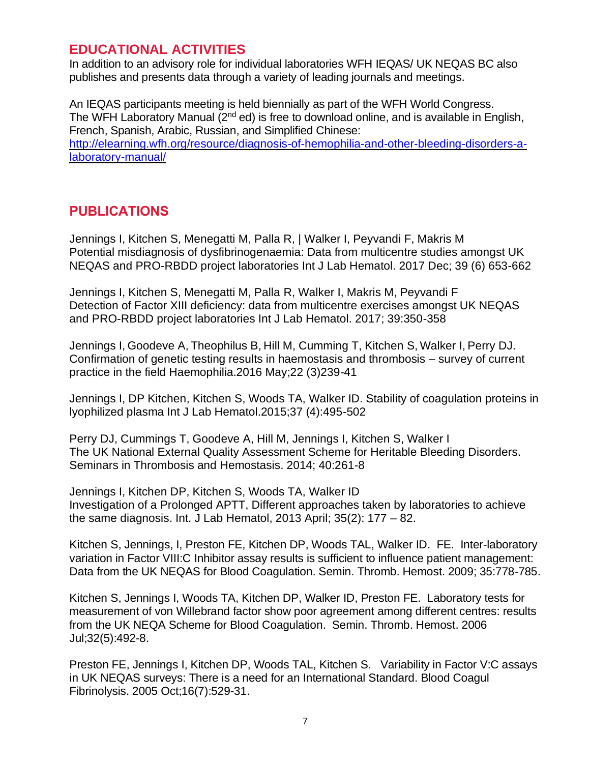## EDUCATIONAL ACTIVITIES

In addition to an advisory role for individual laboratories WFH IEQAS/ UK NEQAS BC also publishes and presents data through a variety of leading journals and meetings.

An IEQAS participants meeting is held biennially as part of the WFH World Congress. The WFH Laboratory Manual (2nd ed) is free to download online, and is available in English, French, Spanish, Arabic, Russian, and Simplified Chinese: [http://elearning.wfh.org/resource/diagnosis-of-hemophilia-and-other-bleeding-disorders-a-laboratory-manual/](http://elearning.wfh.org/resource/diagnosis-of-hemophilia-and-other-bleeding-disorders-a-laboratory-manual/)

## PUBLICATIONS

Jennings I, Kitchen S, Menegatti M, Palla R, | Walker I, Peyvandi F, Makris M
Potential misdiagnosis of dysfibrinogenaemia: Data from multicentre studies amongst UK NEQAS and PRO-RBDD project laboratories Int J Lab Hematol. 2017 Dec; 39 (6) 653-662

Jennings I, Kitchen S, Menegatti M, Palla R, Walker I, Makris M, Peyvandi F
Detection of Factor XIII deficiency: data from multicentre exercises amongst UK NEQAS and PRO-RBDD project laboratories Int J Lab Hematol. 2017; 39:350-358

Jennings I, Goodeve A, Theophilus B, Hill M, Cumming T, Kitchen S, Walker I, Perry DJ. Confirmation of genetic testing results in haemostasis and thrombosis – survey of current practice in the field Haemophilia.2016 May;22 (3)239-41

Jennings I, DP Kitchen, Kitchen S, Woods TA, Walker ID. Stability of coagulation proteins in lyophilized plasma Int J Lab Hematol.2015;37 (4):495-502

Perry DJ, Cummings T, Goodeve A, Hill M, Jennings I, Kitchen S, Walker I
The UK National External Quality Assessment Scheme for Heritable Bleeding Disorders. Seminars in Thrombosis and Hemostasis. 2014; 40:261-8

Jennings I, Kitchen DP, Kitchen S, Woods TA, Walker ID
Investigation of a Prolonged APTT, Different approaches taken by laboratories to achieve the same diagnosis. Int. J Lab Hematol, 2013 April; 35(2): 177 – 82.

Kitchen S, Jennings, I, Preston FE, Kitchen DP, Woods TAL, Walker ID. FE. Inter-laboratory variation in Factor VIII:C Inhibitor assay results is sufficient to influence patient management: Data from the UK NEQAS for Blood Coagulation. Semin. Thromb. Hemost. 2009; 35:778-785.

Kitchen S, Jennings I, Woods TA, Kitchen DP, Walker ID, Preston FE. Laboratory tests for measurement of von Willebrand factor show poor agreement among different centres: results from the UK NEQA Scheme for Blood Coagulation. Semin. Thromb. Hemost. 2006 Jul;32(5):492-8.

Preston FE, Jennings I, Kitchen DP, Woods TAL, Kitchen S. Variability in Factor V:C assays in UK NEQAS surveys: There is a need for an International Standard. Blood Coagul Fibrinolysis. 2005 Oct;16(7):529-31.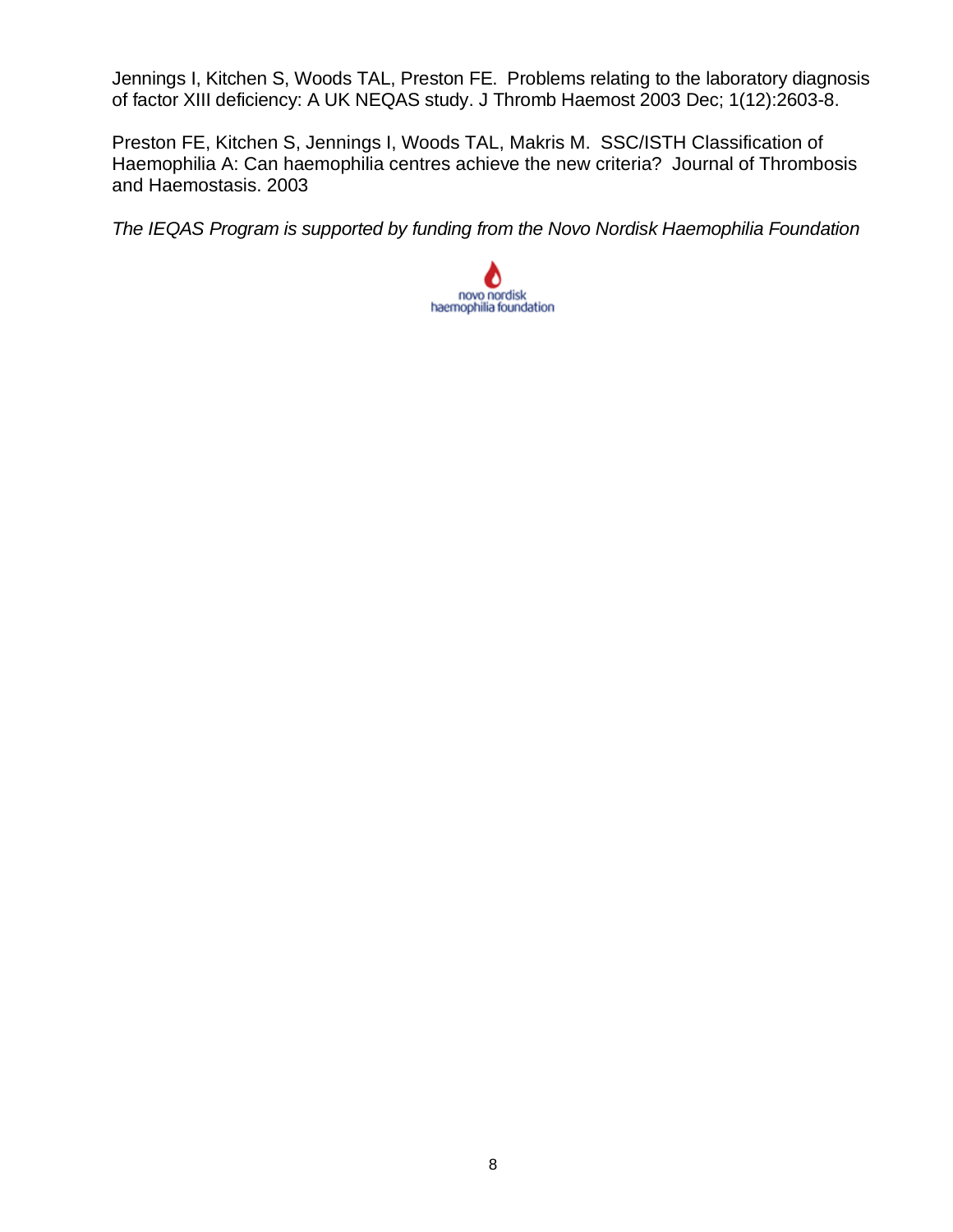Jennings I, Kitchen S, Woods TAL, Preston FE. Problems relating to the laboratory diagnosis of factor XIII deficiency: A UK NEQAS study. J Thromb Haemost 2003 Dec; 1(12):2603-8.

Preston FE, Kitchen S, Jennings I, Woods TAL, Makris M. SSC/ISTH Classification of Haemophilia A: Can haemophilia centres achieve the new criteria? Journal of Thrombosis and Haemostasis. 2003

*The IEQAS Program is supported by funding from the Novo Nordisk Haemophilia Foundation*

novo nordisk haemophilia foundation